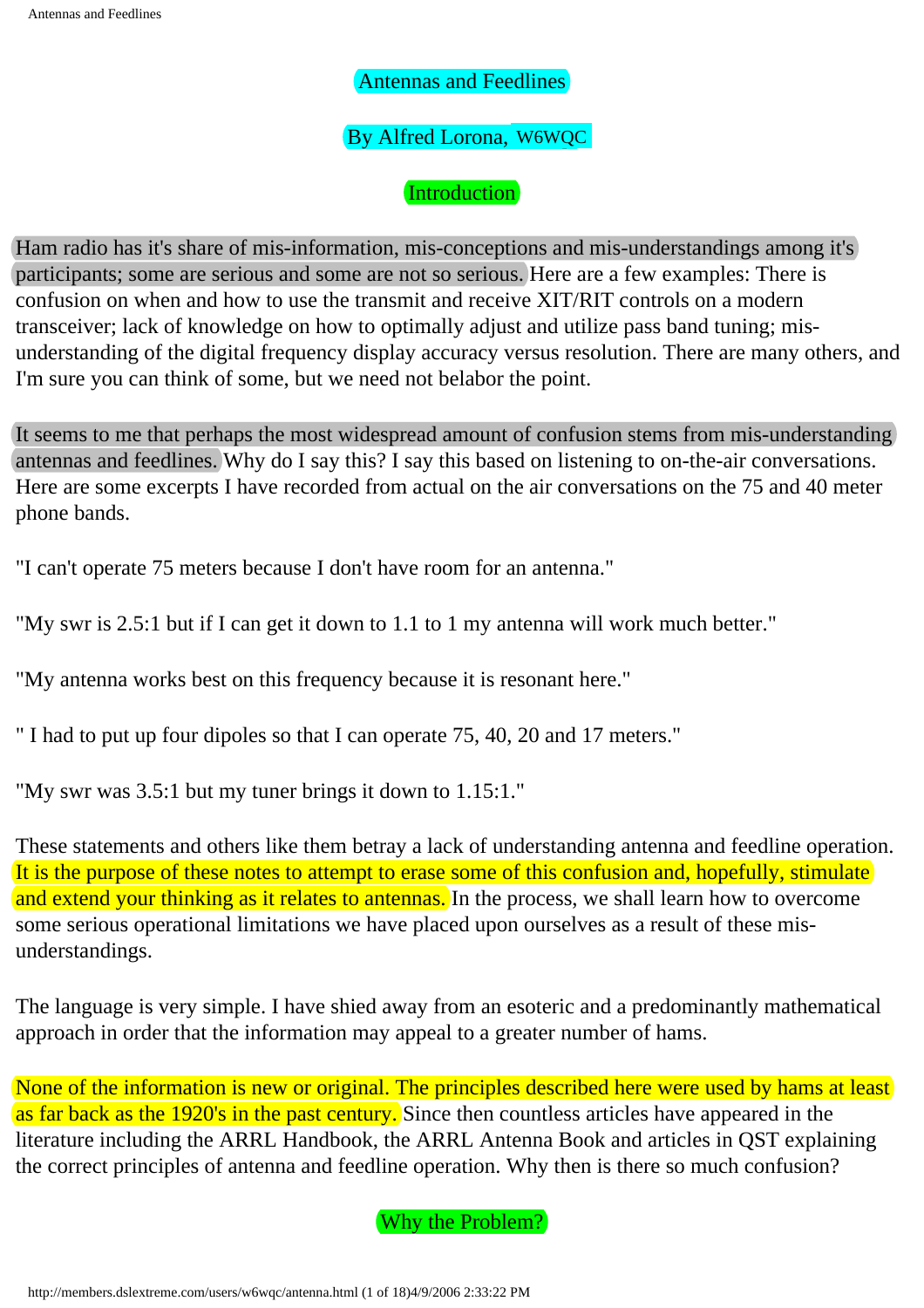# Antennas and Feedlines

By Alfred Lorona, W6WQC

## Introduction

Ham radio has it's share of mis-information, mis-conceptions and mis-understandings among it's participants; some are serious and some are not so serious. Here are a few examples: There is confusion on when and how to use the transmit and receive XIT/RIT controls on a modern transceiver; lack of knowledge on how to optimally adjust and utilize pass band tuning; mis-understanding of the digital frequency display accuracy versus resolution. There are many others, and I'm sure you can think of some, but we need not belabor the point.

It seems to me that perhaps the most widespread amount of confusion stems from mis-understanding antennas and feedlines. Why do I say this? I say this based on listening to on-the-air conversations. Here are some excerpts I have recorded from actual on the air conversations on the 75 and 40 meter phone bands.

"I can't operate 75 meters because I don't have room for an antenna."

"My swr is 2.5:1 but if I can get it down to 1.1 to 1 my antenna will work much better."

"My antenna works best on this frequency because it is resonant here."

" I had to put up four dipoles so that I can operate 75, 40, 20 and 17 meters."

"My swr was 3.5:1 but my tuner brings it down to 1.15:1."

These statements and others like them betray a lack of understanding antenna and feedline operation. It is the purpose of these notes to attempt to erase some of this confusion and, hopefully, stimulate and extend your thinking as it relates to antennas. In the process, we shall learn how to overcome some serious operational limitations we have placed upon ourselves as a result of these mis-understandings.

The language is very simple. I have shied away from an esoteric and a predominantly mathematical approach in order that the information may appeal to a greater number of hams.

None of the information is new or original. The principles described here were used by hams at least as far back as the 1920's in the past century. Since then countless articles have appeared in the literature including the ARRL Handbook, the ARRL Antenna Book and articles in QST explaining the correct principles of antenna and feedline operation. Why then is there so much confusion?

## Why the Problem?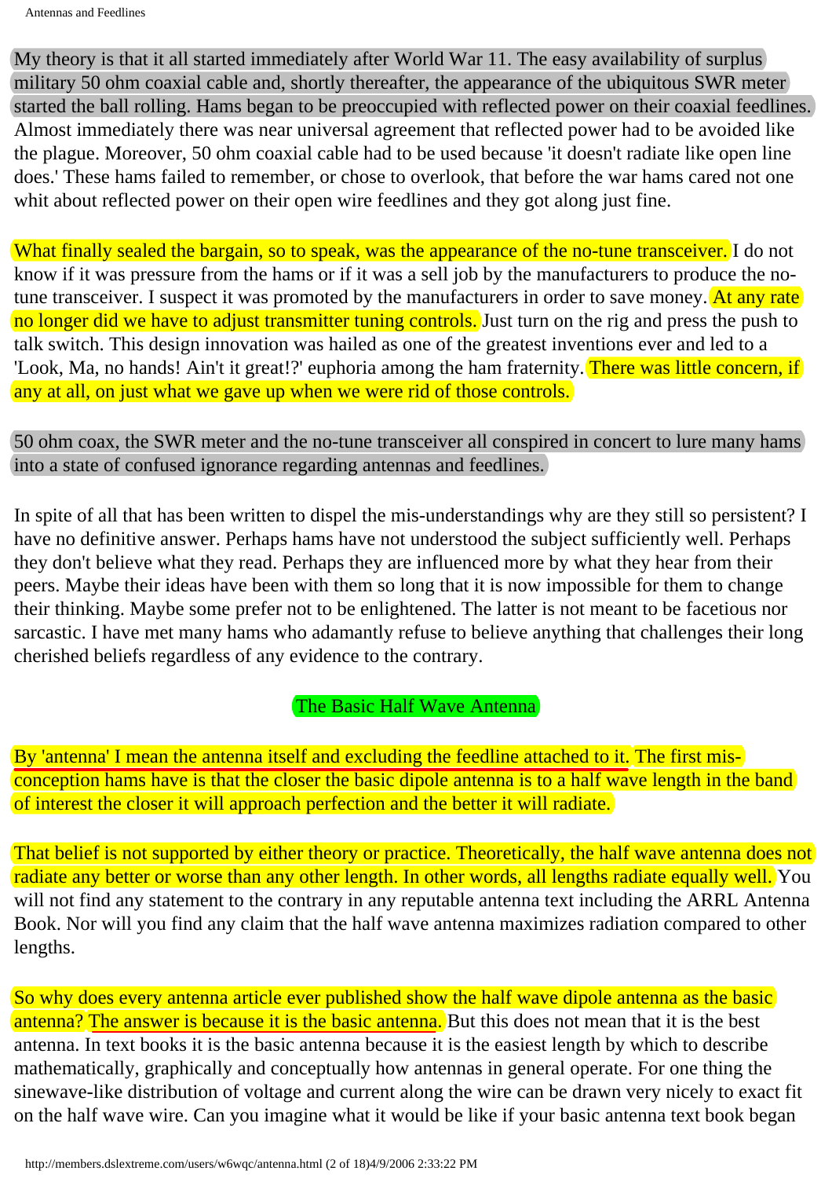My theory is that it all started immediately after World War 11. The easy availability of surplus military 50 ohm coaxial cable and, shortly thereafter, the appearance of the ubiquitous SWR meter started the ball rolling. Hams began to be preoccupied with reflected power on their coaxial feedlines. Almost immediately there was near universal agreement that reflected power had to be avoided like the plague. Moreover, 50 ohm coaxial cable had to be used because 'it doesn't radiate like open line does.' These hams failed to remember, or chose to overlook, that before the war hams cared not one whit about reflected power on their open wire feedlines and they got along just fine.

What finally sealed the bargain, so to speak, was the appearance of the no-tune transceiver. I do not know if it was pressure from the hams or if it was a sell job by the manufacturers to produce the no-tune transceiver. I suspect it was promoted by the manufacturers in order to save money. At any rate no longer did we have to adjust transmitter tuning controls. Just turn on the rig and press the push to talk switch. This design innovation was hailed as one of the greatest inventions ever and led to a 'Look, Ma, no hands! Ain't it great!?' euphoria among the ham fraternity. There was little concern, if any at all, on just what we gave up when we were rid of those controls.

50 ohm coax, the SWR meter and the no-tune transceiver all conspired in concert to lure many hams into a state of confused ignorance regarding antennas and feedlines.

In spite of all that has been written to dispel the mis-understandings why are they still so persistent? I have no definitive answer. Perhaps hams have not understood the subject sufficiently well. Perhaps they don't believe what they read. Perhaps they are influenced more by what they hear from their peers. Maybe their ideas have been with them so long that it is now impossible for them to change their thinking. Maybe some prefer not to be enlightened. The latter is not meant to be facetious nor sarcastic. I have met many hams who adamantly refuse to believe anything that challenges their long cherished beliefs regardless of any evidence to the contrary.

## The Basic Half Wave Antenna

By 'antenna' I mean the antenna itself and excluding the feedline attached to it. The first mis-conception hams have is that the closer the basic dipole antenna is to a half wave length in the band of interest the closer it will approach perfection and the better it will radiate.

That belief is not supported by either theory or practice. Theoretically, the half wave antenna does not radiate any better or worse than any other length. In other words, all lengths radiate equally well. You will not find any statement to the contrary in any reputable antenna text including the ARRL Antenna Book. Nor will you find any claim that the half wave antenna maximizes radiation compared to other lengths.

So why does every antenna article ever published show the half wave dipole antenna as the basic antenna? The answer is because it is the basic antenna. But this does not mean that it is the best antenna. In text books it is the basic antenna because it is the easiest length by which to describe mathematically, graphically and conceptually how antennas in general operate. For one thing the sinewave-like distribution of voltage and current along the wire can be drawn very nicely to exact fit on the half wave wire. Can you imagine what it would be like if your basic antenna text book began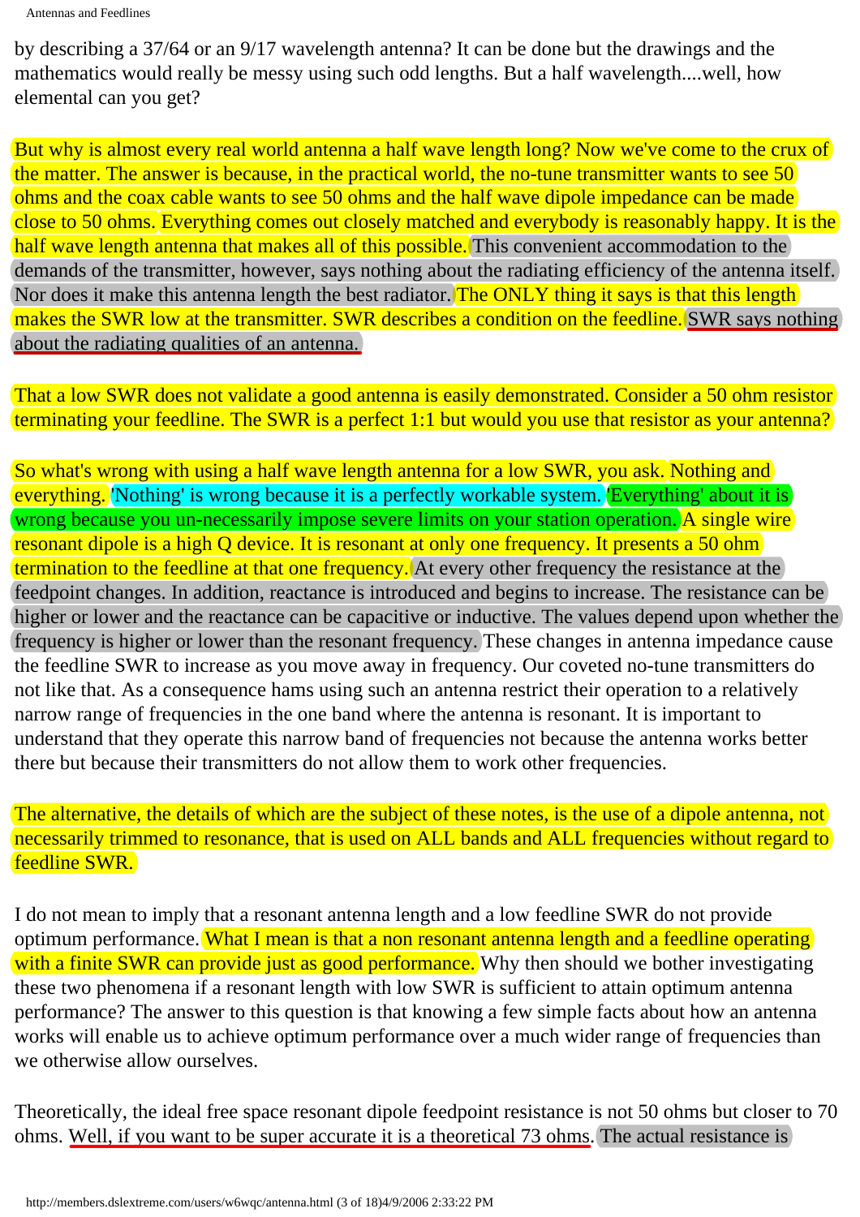by describing a 37/64 or an 9/17 wavelength antenna? It can be done but the drawings and the mathematics would really be messy using such odd lengths. But a half wavelength....well, how elemental can you get?

But why is almost every real world antenna a half wave length long? Now we've come to the crux of the matter. The answer is because, in the practical world, the no-tune transmitter wants to see 50 ohms and the coax cable wants to see 50 ohms and the half wave dipole impedance can be made close to 50 ohms. Everything comes out closely matched and everybody is reasonably happy. It is the half wave length antenna that makes all of this possible. This convenient accommodation to the demands of the transmitter, however, says nothing about the radiating efficiency of the antenna itself. Nor does it make this antenna length the best radiator. The ONLY thing it says is that this length makes the SWR low at the transmitter. SWR describes a condition on the feedline. SWR says nothing about the radiating qualities of an antenna.

That a low SWR does not validate a good antenna is easily demonstrated. Consider a 50 ohm resistor terminating your feedline. The SWR is a perfect 1:1 but would you use that resistor as your antenna?

So what's wrong with using a half wave length antenna for a low SWR, you ask. Nothing and everything. 'Nothing' is wrong because it is a perfectly workable system. 'Everything' about it is wrong because you un-necessarily impose severe limits on your station operation. A single wire resonant dipole is a high Q device. It is resonant at only one frequency. It presents a 50 ohm termination to the feedline at that one frequency. At every other frequency the resistance at the feedpoint changes. In addition, reactance is introduced and begins to increase. The resistance can be higher or lower and the reactance can be capacitive or inductive. The values depend upon whether the frequency is higher or lower than the resonant frequency. These changes in antenna impedance cause the feedline SWR to increase as you move away in frequency. Our coveted no-tune transmitters do not like that. As a consequence hams using such an antenna restrict their operation to a relatively narrow range of frequencies in the one band where the antenna is resonant. It is important to understand that they operate this narrow band of frequencies not because the antenna works better there but because their transmitters do not allow them to work other frequencies.

The alternative, the details of which are the subject of these notes, is the use of a dipole antenna, not necessarily trimmed to resonance, that is used on ALL bands and ALL frequencies without regard to feedline SWR.

I do not mean to imply that a resonant antenna length and a low feedline SWR do not provide optimum performance. What I mean is that a non resonant antenna length and a feedline operating with a finite SWR can provide just as good performance. Why then should we bother investigating these two phenomena if a resonant length with low SWR is sufficient to attain optimum antenna performance? The answer to this question is that knowing a few simple facts about how an antenna works will enable us to achieve optimum performance over a much wider range of frequencies than we otherwise allow ourselves.

Theoretically, the ideal free space resonant dipole feedpoint resistance is not 50 ohms but closer to 70 ohms. Well, if you want to be super accurate it is a theoretical 73 ohms. The actual resistance is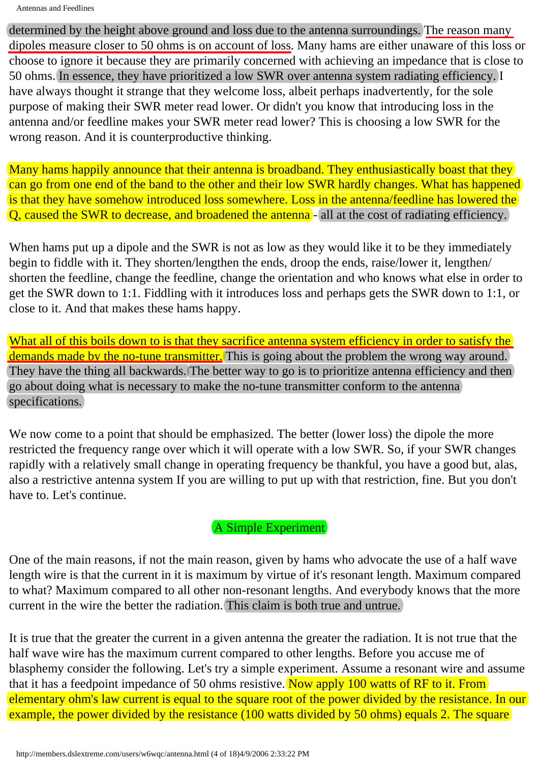determined by the height above ground and loss due to the antenna surroundings. The reason many dipoles measure closer to 50 ohms is on account of loss. Many hams are either unaware of this loss or choose to ignore it because they are primarily concerned with achieving an impedance that is close to 50 ohms. In essence, they have prioritized a low SWR over antenna system radiating efficiency. I have always thought it strange that they welcome loss, albeit perhaps inadvertently, for the sole purpose of making their SWR meter read lower. Or didn't you know that introducing loss in the antenna and/or feedline makes your SWR meter read lower? This is choosing a low SWR for the wrong reason. And it is counterproductive thinking.

Many hams happily announce that their antenna is broadband. They enthusiastically boast that they can go from one end of the band to the other and their low SWR hardly changes. What has happened is that they have somehow introduced loss somewhere. Loss in the antenna/feedline has lowered the Q, caused the SWR to decrease, and broadened the antenna - all at the cost of radiating efficiency.

When hams put up a dipole and the SWR is not as low as they would like it to be they immediately begin to fiddle with it. They shorten/lengthen the ends, droop the ends, raise/lower it, lengthen/shorten the feedline, change the feedline, change the orientation and who knows what else in order to get the SWR down to 1:1. Fiddling with it introduces loss and perhaps gets the SWR down to 1:1, or close to it. And that makes these hams happy.

What all of this boils down to is that they sacrifice antenna system efficiency in order to satisfy the demands made by the no-tune transmitter. This is going about the problem the wrong way around. They have the thing all backwards. The better way to go is to prioritize antenna efficiency and then go about doing what is necessary to make the no-tune transmitter conform to the antenna specifications.

We now come to a point that should be emphasized. The better (lower loss) the dipole the more restricted the frequency range over which it will operate with a low SWR. So, if your SWR changes rapidly with a relatively small change in operating frequency be thankful, you have a good but, alas, also a restrictive antenna system If you are willing to put up with that restriction, fine. But you don't have to. Let's continue.

## A Simple Experiment

One of the main reasons, if not the main reason, given by hams who advocate the use of a half wave length wire is that the current in it is maximum by virtue of it's resonant length. Maximum compared to what? Maximum compared to all other non-resonant lengths. And everybody knows that the more current in the wire the better the radiation. This claim is both true and untrue.

It is true that the greater the current in a given antenna the greater the radiation. It is not true that the half wave wire has the maximum current compared to other lengths. Before you accuse me of blasphemy consider the following. Let's try a simple experiment. Assume a resonant wire and assume that it has a feedpoint impedance of 50 ohms resistive. Now apply 100 watts of RF to it. From elementary ohm's law current is equal to the square root of the power divided by the resistance. In our example, the power divided by the resistance (100 watts divided by 50 ohms) equals 2. The square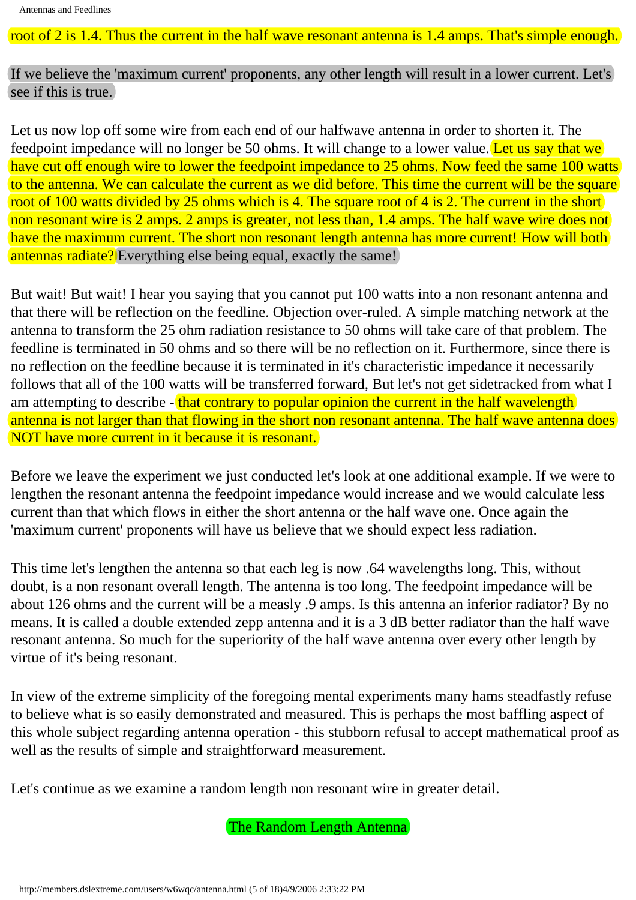root of 2 is 1.4. Thus the current in the half wave resonant antenna is 1.4 amps. That's simple enough.

If we believe the 'maximum current' proponents, any other length will result in a lower current. Let's see if this is true.

Let us now lop off some wire from each end of our halfwave antenna in order to shorten it. The feedpoint impedance will no longer be 50 ohms. It will change to a lower value. Let us say that we have cut off enough wire to lower the feedpoint impedance to 25 ohms. Now feed the same 100 watts to the antenna. We can calculate the current as we did before. This time the current will be the square root of 100 watts divided by 25 ohms which is 4. The square root of 4 is 2. The current in the short non resonant wire is 2 amps. 2 amps is greater, not less than, 1.4 amps. The half wave wire does not have the maximum current. The short non resonant length antenna has more current! How will both antennas radiate? Everything else being equal, exactly the same!

But wait! But wait! I hear you saying that you cannot put 100 watts into a non resonant antenna and that there will be reflection on the feedline. Objection over-ruled. A simple matching network at the antenna to transform the 25 ohm radiation resistance to 50 ohms will take care of that problem. The feedline is terminated in 50 ohms and so there will be no reflection on it. Furthermore, since there is no reflection on the feedline because it is terminated in it's characteristic impedance it necessarily follows that all of the 100 watts will be transferred forward, But let's not get sidetracked from what I am attempting to describe - that contrary to popular opinion the current in the half wavelength antenna is not larger than that flowing in the short non resonant antenna. The half wave antenna does NOT have more current in it because it is resonant.

Before we leave the experiment we just conducted let's look at one additional example. If we were to lengthen the resonant antenna the feedpoint impedance would increase and we would calculate less current than that which flows in either the short antenna or the half wave one. Once again the 'maximum current' proponents will have us believe that we should expect less radiation.

This time let's lengthen the antenna so that each leg is now .64 wavelengths long. This, without doubt, is a non resonant overall length. The antenna is too long. The feedpoint impedance will be about 126 ohms and the current will be a measly .9 amps. Is this antenna an inferior radiator? By no means. It is called a double extended zepp antenna and it is a 3 dB better radiator than the half wave resonant antenna. So much for the superiority of the half wave antenna over every other length by virtue of it's being resonant.

In view of the extreme simplicity of the foregoing mental experiments many hams steadfastly refuse to believe what is so easily demonstrated and measured. This is perhaps the most baffling aspect of this whole subject regarding antenna operation - this stubborn refusal to accept mathematical proof as well as the results of simple and straightforward measurement.

Let's continue as we examine a random length non resonant wire in greater detail.

The Random Length Antenna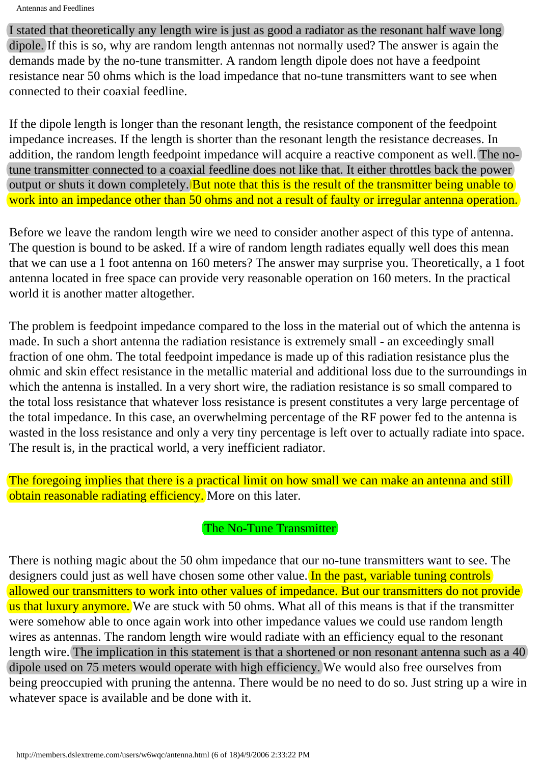I stated that theoretically any length wire is just as good a radiator as the resonant half wave long dipole. If this is so, why are random length antennas not normally used? The answer is again the demands made by the no-tune transmitter. A random length dipole does not have a feedpoint resistance near 50 ohms which is the load impedance that no-tune transmitters want to see when connected to their coaxial feedline.

If the dipole length is longer than the resonant length, the resistance component of the feedpoint impedance increases. If the length is shorter than the resonant length the resistance decreases. In addition, the random length feedpoint impedance will acquire a reactive component as well. The no-tune transmitter connected to a coaxial feedline does not like that. It either throttles back the power output or shuts it down completely. But note that this is the result of the transmitter being unable to work into an impedance other than 50 ohms and not a result of faulty or irregular antenna operation.

Before we leave the random length wire we need to consider another aspect of this type of antenna. The question is bound to be asked. If a wire of random length radiates equally well does this mean that we can use a 1 foot antenna on 160 meters? The answer may surprise you. Theoretically, a 1 foot antenna located in free space can provide very reasonable operation on 160 meters. In the practical world it is another matter altogether.

The problem is feedpoint impedance compared to the loss in the material out of which the antenna is made. In such a short antenna the radiation resistance is extremely small - an exceedingly small fraction of one ohm. The total feedpoint impedance is made up of this radiation resistance plus the ohmic and skin effect resistance in the metallic material and additional loss due to the surroundings in which the antenna is installed. In a very short wire, the radiation resistance is so small compared to the total loss resistance that whatever loss resistance is present constitutes a very large percentage of the total impedance. In this case, an overwhelming percentage of the RF power fed to the antenna is wasted in the loss resistance and only a very tiny percentage is left over to actually radiate into space. The result is, in the practical world, a very inefficient radiator.

The foregoing implies that there is a practical limit on how small we can make an antenna and still obtain reasonable radiating efficiency. More on this later.

## The No-Tune Transmitter

There is nothing magic about the 50 ohm impedance that our no-tune transmitters want to see. The designers could just as well have chosen some other value. In the past, variable tuning controls allowed our transmitters to work into other values of impedance. But our transmitters do not provide us that luxury anymore. We are stuck with 50 ohms. What all of this means is that if the transmitter were somehow able to once again work into other impedance values we could use random length wires as antennas. The random length wire would radiate with an efficiency equal to the resonant length wire. The implication in this statement is that a shortened or non resonant antenna such as a 40 dipole used on 75 meters would operate with high efficiency. We would also free ourselves from being preoccupied with pruning the antenna. There would be no need to do so. Just string up a wire in whatever space is available and be done with it.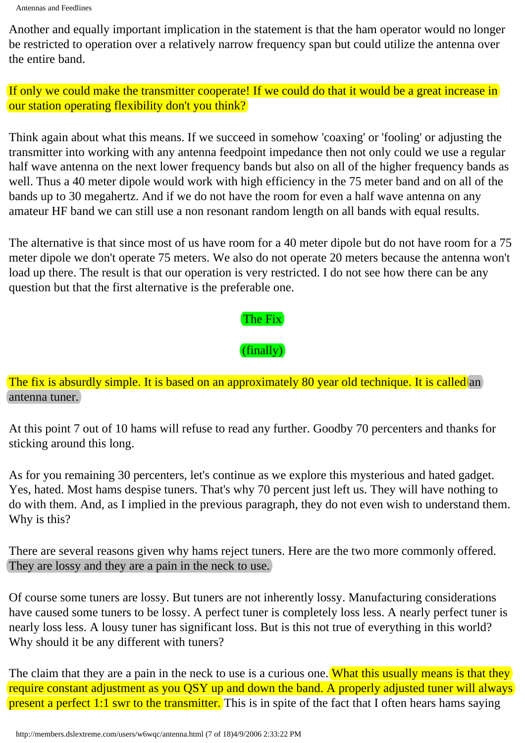Another and equally important implication in the statement is that the ham operator would no longer be restricted to operation over a relatively narrow frequency span but could utilize the antenna over the entire band.

If only we could make the transmitter cooperate! If we could do that it would be a great increase in our station operating flexibility don't you think?

Think again about what this means. If we succeed in somehow 'coaxing' or 'fooling' or adjusting the transmitter into working with any antenna feedpoint impedance then not only could we use a regular half wave antenna on the next lower frequency bands but also on all of the higher frequency bands as well. Thus a 40 meter dipole would work with high efficiency in the 75 meter band and on all of the bands up to 30 megahertz. And if we do not have the room for even a half wave antenna on any amateur HF band we can still use a non resonant random length on all bands with equal results.

The alternative is that since most of us have room for a 40 meter dipole but do not have room for a 75 meter dipole we don't operate 75 meters. We also do not operate 20 meters because the antenna won't load up there. The result is that our operation is very restricted. I do not see how there can be any question but that the first alternative is the preferable one.

## The Fix

## (finally)

The fix is absurdly simple. It is based on an approximately 80 year old technique. It is called an antenna tuner.

At this point 7 out of 10 hams will refuse to read any further. Goodby 70 percenters and thanks for sticking around this long.

As for you remaining 30 percenters, let's continue as we explore this mysterious and hated gadget. Yes, hated. Most hams despise tuners. That's why 70 percent just left us. They will have nothing to do with them. And, as I implied in the previous paragraph, they do not even wish to understand them. Why is this?

There are several reasons given why hams reject tuners. Here are the two more commonly offered. They are lossy and they are a pain in the neck to use.

Of course some tuners are lossy. But tuners are not inherently lossy. Manufacturing considerations have caused some tuners to be lossy. A perfect tuner is completely loss less. A nearly perfect tuner is nearly loss less. A lousy tuner has significant loss. But is this not true of everything in this world? Why should it be any different with tuners?

The claim that they are a pain in the neck to use is a curious one. What this usually means is that they require constant adjustment as you QSY up and down the band. A properly adjusted tuner will always present a perfect 1:1 swr to the transmitter. This is in spite of the fact that I often hears hams saying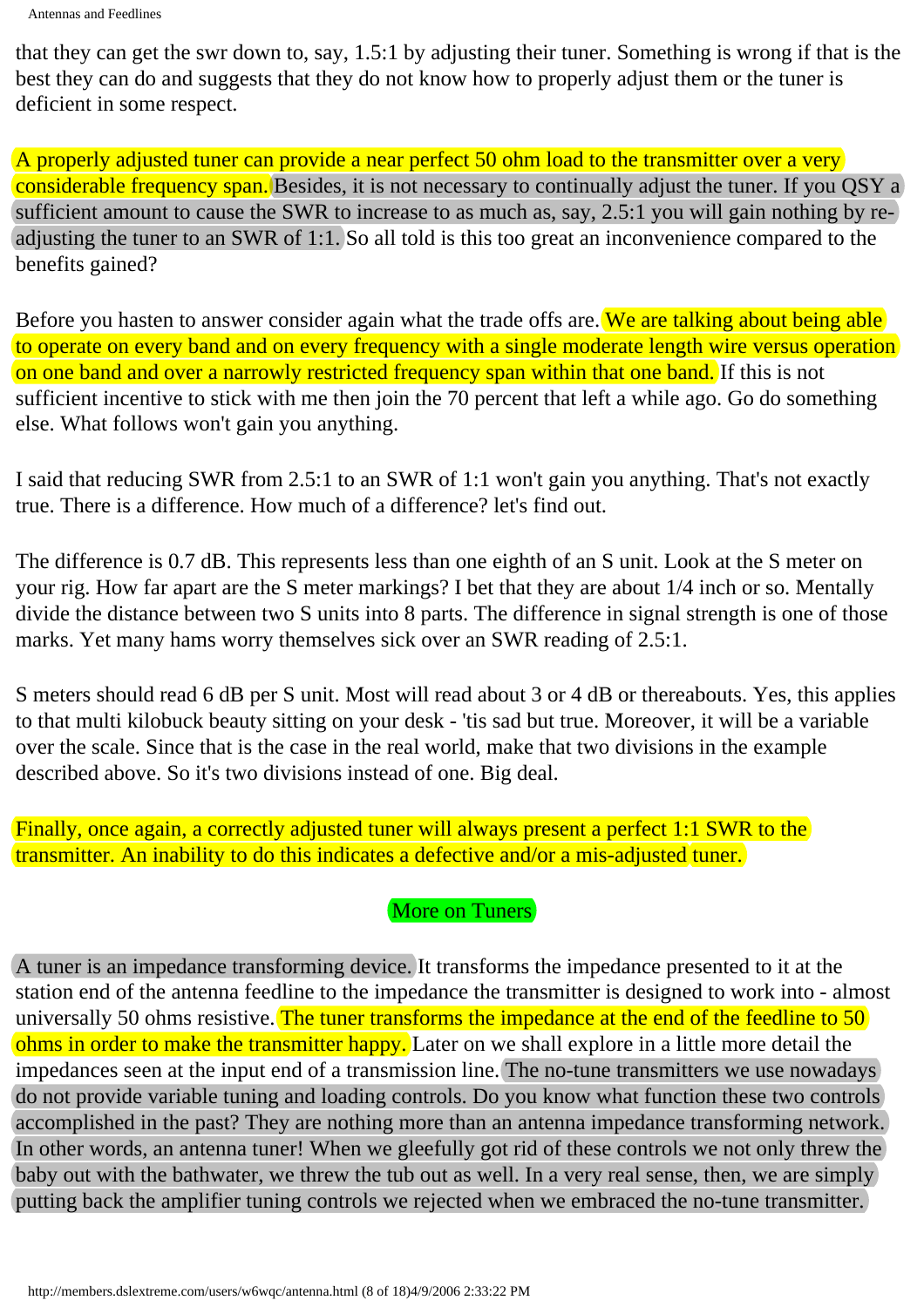that they can get the swr down to, say, 1.5:1 by adjusting their tuner. Something is wrong if that is the best they can do and suggests that they do not know how to properly adjust them or the tuner is deficient in some respect.

A properly adjusted tuner can provide a near perfect 50 ohm load to the transmitter over a very considerable frequency span. Besides, it is not necessary to continually adjust the tuner. If you QSY a sufficient amount to cause the SWR to increase to as much as, say, 2.5:1 you will gain nothing by re-adjusting the tuner to an SWR of 1:1. So all told is this too great an inconvenience compared to the benefits gained?

Before you hasten to answer consider again what the trade offs are. We are talking about being able to operate on every band and on every frequency with a single moderate length wire versus operation on one band and over a narrowly restricted frequency span within that one band. If this is not sufficient incentive to stick with me then join the 70 percent that left a while ago. Go do something else. What follows won't gain you anything.

I said that reducing SWR from 2.5:1 to an SWR of 1:1 won't gain you anything. That's not exactly true. There is a difference. How much of a difference? let's find out.

The difference is 0.7 dB. This represents less than one eighth of an S unit. Look at the S meter on your rig. How far apart are the S meter markings? I bet that they are about 1/4 inch or so. Mentally divide the distance between two S units into 8 parts. The difference in signal strength is one of those marks. Yet many hams worry themselves sick over an SWR reading of 2.5:1.

S meters should read 6 dB per S unit. Most will read about 3 or 4 dB or thereabouts. Yes, this applies to that multi kilobuck beauty sitting on your desk - 'tis sad but true. Moreover, it will be a variable over the scale. Since that is the case in the real world, make that two divisions in the example described above. So it's two divisions instead of one. Big deal.

Finally, once again, a correctly adjusted tuner will always present a perfect 1:1 SWR to the transmitter. An inability to do this indicates a defective and/or a mis-adjusted tuner.

## More on Tuners

A tuner is an impedance transforming device. It transforms the impedance presented to it at the station end of the antenna feedline to the impedance the transmitter is designed to work into - almost universally 50 ohms resistive. The tuner transforms the impedance at the end of the feedline to 50 ohms in order to make the transmitter happy. Later on we shall explore in a little more detail the impedances seen at the input end of a transmission line. The no-tune transmitters we use nowadays do not provide variable tuning and loading controls. Do you know what function these two controls accomplished in the past? They are nothing more than an antenna impedance transforming network. In other words, an antenna tuner! When we gleefully got rid of these controls we not only threw the baby out with the bathwater, we threw the tub out as well. In a very real sense, then, we are simply putting back the amplifier tuning controls we rejected when we embraced the no-tune transmitter.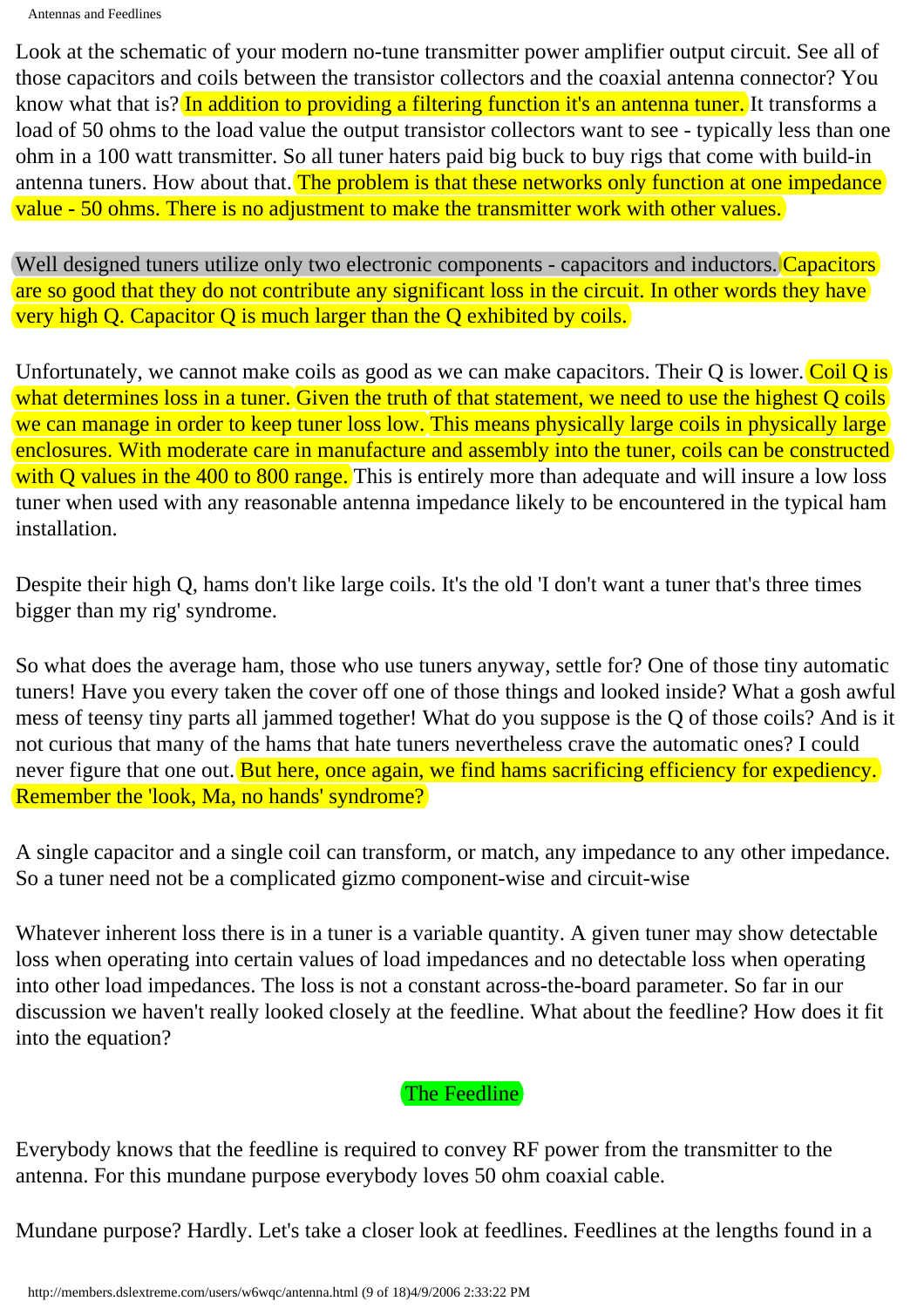Look at the schematic of your modern no-tune transmitter power amplifier output circuit. See all of those capacitors and coils between the transistor collectors and the coaxial antenna connector? You know what that is? In addition to providing a filtering function it's an antenna tuner. It transforms a load of 50 ohms to the load value the output transistor collectors want to see - typically less than one ohm in a 100 watt transmitter. So all tuner haters paid big buck to buy rigs that come with build-in antenna tuners. How about that. The problem is that these networks only function at one impedance value - 50 ohms. There is no adjustment to make the transmitter work with other values.

Well designed tuners utilize only two electronic components - capacitors and inductors. Capacitors are so good that they do not contribute any significant loss in the circuit. In other words they have very high Q. Capacitor Q is much larger than the Q exhibited by coils.

Unfortunately, we cannot make coils as good as we can make capacitors. Their Q is lower. Coil Q is what determines loss in a tuner. Given the truth of that statement, we need to use the highest Q coils we can manage in order to keep tuner loss low. This means physically large coils in physically large enclosures. With moderate care in manufacture and assembly into the tuner, coils can be constructed with Q values in the 400 to 800 range. This is entirely more than adequate and will insure a low loss tuner when used with any reasonable antenna impedance likely to be encountered in the typical ham installation.

Despite their high Q, hams don't like large coils. It's the old 'I don't want a tuner that's three times bigger than my rig' syndrome.

So what does the average ham, those who use tuners anyway, settle for? One of those tiny automatic tuners! Have you every taken the cover off one of those things and looked inside? What a gosh awful mess of teensy tiny parts all jammed together! What do you suppose is the Q of those coils? And is it not curious that many of the hams that hate tuners nevertheless crave the automatic ones? I could never figure that one out. But here, once again, we find hams sacrificing efficiency for expediency. Remember the 'look, Ma, no hands' syndrome?

A single capacitor and a single coil can transform, or match, any impedance to any other impedance. So a tuner need not be a complicated gizmo component-wise and circuit-wise

Whatever inherent loss there is in a tuner is a variable quantity. A given tuner may show detectable loss when operating into certain values of load impedances and no detectable loss when operating into other load impedances. The loss is not a constant across-the-board parameter. So far in our discussion we haven't really looked closely at the feedline. What about the feedline? How does it fit into the equation?

## The Feedline

Everybody knows that the feedline is required to convey RF power from the transmitter to the antenna. For this mundane purpose everybody loves 50 ohm coaxial cable.

Mundane purpose? Hardly. Let's take a closer look at feedlines. Feedlines at the lengths found in a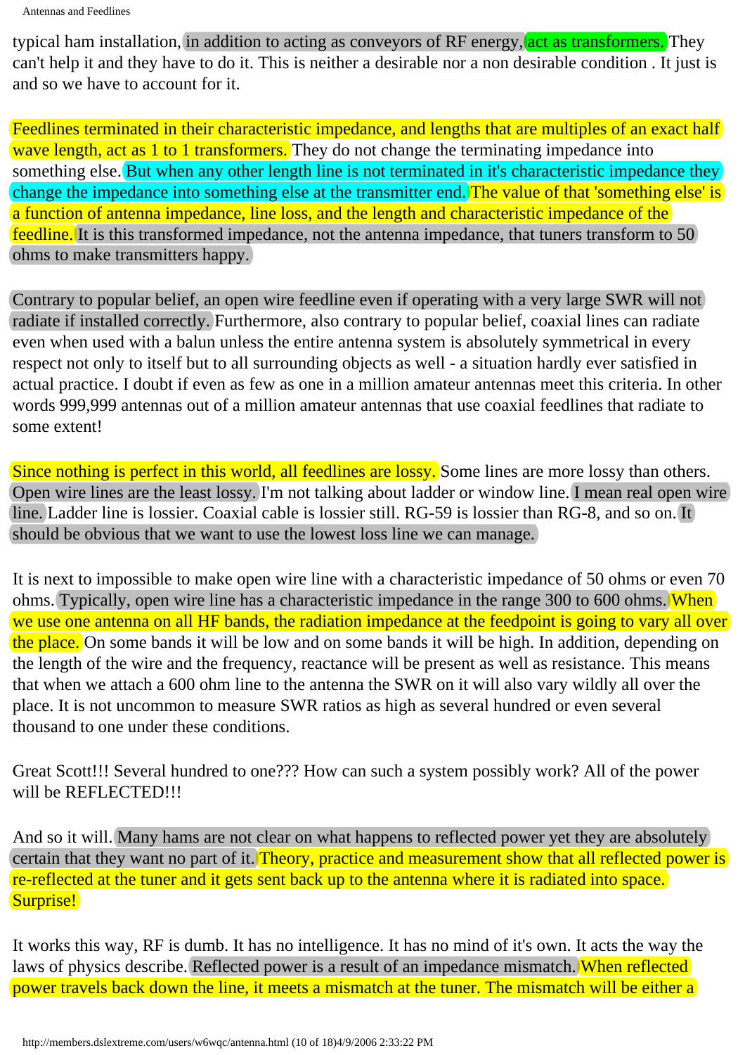typical ham installation, in addition to acting as conveyors of RF energy, act as transformers. They can't help it and they have to do it. This is neither a desirable nor a non desirable condition . It just is and so we have to account for it.

Feedlines terminated in their characteristic impedance, and lengths that are multiples of an exact half wave length, act as 1 to 1 transformers. They do not change the terminating impedance into something else. But when any other length line is not terminated in it's characteristic impedance they change the impedance into something else at the transmitter end. The value of that 'something else' is a function of antenna impedance, line loss, and the length and characteristic impedance of the feedline. It is this transformed impedance, not the antenna impedance, that tuners transform to 50 ohms to make transmitters happy.

Contrary to popular belief, an open wire feedline even if operating with a very large SWR will not radiate if installed correctly. Furthermore, also contrary to popular belief, coaxial lines can radiate even when used with a balun unless the entire antenna system is absolutely symmetrical in every respect not only to itself but to all surrounding objects as well - a situation hardly ever satisfied in actual practice. I doubt if even as few as one in a million amateur antennas meet this criteria. In other words 999,999 antennas out of a million amateur antennas that use coaxial feedlines that radiate to some extent!

Since nothing is perfect in this world, all feedlines are lossy. Some lines are more lossy than others. Open wire lines are the least lossy. I'm not talking about ladder or window line. I mean real open wire line. Ladder line is lossier. Coaxial cable is lossier still. RG-59 is lossier than RG-8, and so on. It should be obvious that we want to use the lowest loss line we can manage.

It is next to impossible to make open wire line with a characteristic impedance of 50 ohms or even 70 ohms. Typically, open wire line has a characteristic impedance in the range 300 to 600 ohms. When we use one antenna on all HF bands, the radiation impedance at the feedpoint is going to vary all over the place. On some bands it will be low and on some bands it will be high. In addition, depending on the length of the wire and the frequency, reactance will be present as well as resistance. This means that when we attach a 600 ohm line to the antenna the SWR on it will also vary wildly all over the place. It is not uncommon to measure SWR ratios as high as several hundred or even several thousand to one under these conditions.

Great Scott!!! Several hundred to one??? How can such a system possibly work? All of the power will be REFLECTED!!!

And so it will. Many hams are not clear on what happens to reflected power yet they are absolutely certain that they want no part of it. Theory, practice and measurement show that all reflected power is re-reflected at the tuner and it gets sent back up to the antenna where it is radiated into space. Surprise!

It works this way, RF is dumb. It has no intelligence. It has no mind of it's own. It acts the way the laws of physics describe. Reflected power is a result of an impedance mismatch. When reflected power travels back down the line, it meets a mismatch at the tuner. The mismatch will be either a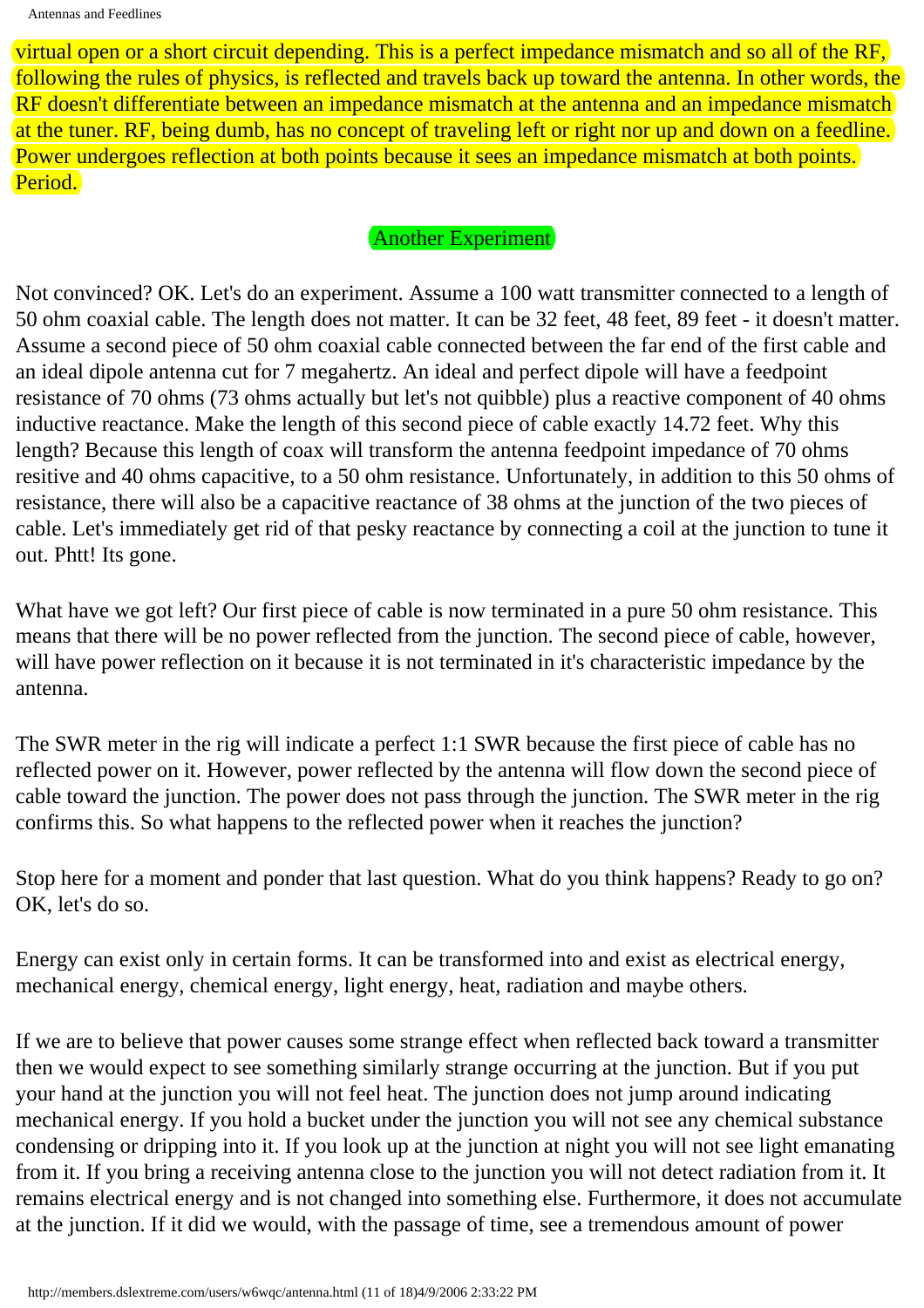virtual open or a short circuit depending. This is a perfect impedance mismatch and so all of the RF, following the rules of physics, is reflected and travels back up toward the antenna. In other words, the RF doesn't differentiate between an impedance mismatch at the antenna and an impedance mismatch at the tuner. RF, being dumb, has no concept of traveling left or right nor up and down on a feedline. Power undergoes reflection at both points because it sees an impedance mismatch at both points. Period.

## Another Experiment

Not convinced? OK. Let's do an experiment. Assume a 100 watt transmitter connected to a length of 50 ohm coaxial cable. The length does not matter. It can be 32 feet, 48 feet, 89 feet - it doesn't matter. Assume a second piece of 50 ohm coaxial cable connected between the far end of the first cable and an ideal dipole antenna cut for 7 megahertz. An ideal and perfect dipole will have a feedpoint resistance of 70 ohms (73 ohms actually but let's not quibble) plus a reactive component of 40 ohms inductive reactance. Make the length of this second piece of cable exactly 14.72 feet. Why this length? Because this length of coax will transform the antenna feedpoint impedance of 70 ohms resitive and 40 ohms capacitive, to a 50 ohm resistance. Unfortunately, in addition to this 50 ohms of resistance, there will also be a capacitive reactance of 38 ohms at the junction of the two pieces of cable. Let's immediately get rid of that pesky reactance by connecting a coil at the junction to tune it out. Phtt! Its gone.

What have we got left? Our first piece of cable is now terminated in a pure 50 ohm resistance. This means that there will be no power reflected from the junction. The second piece of cable, however, will have power reflection on it because it is not terminated in it's characteristic impedance by the antenna.

The SWR meter in the rig will indicate a perfect 1:1 SWR because the first piece of cable has no reflected power on it. However, power reflected by the antenna will flow down the second piece of cable toward the junction. The power does not pass through the junction. The SWR meter in the rig confirms this. So what happens to the reflected power when it reaches the junction?

Stop here for a moment and ponder that last question. What do you think happens? Ready to go on? OK, let's do so.

Energy can exist only in certain forms. It can be transformed into and exist as electrical energy, mechanical energy, chemical energy, light energy, heat, radiation and maybe others.

If we are to believe that power causes some strange effect when reflected back toward a transmitter then we would expect to see something similarly strange occurring at the junction. But if you put your hand at the junction you will not feel heat. The junction does not jump around indicating mechanical energy. If you hold a bucket under the junction you will not see any chemical substance condensing or dripping into it. If you look up at the junction at night you will not see light emanating from it. If you bring a receiving antenna close to the junction you will not detect radiation from it. It remains electrical energy and is not changed into something else. Furthermore, it does not accumulate at the junction. If it did we would, with the passage of time, see a tremendous amount of power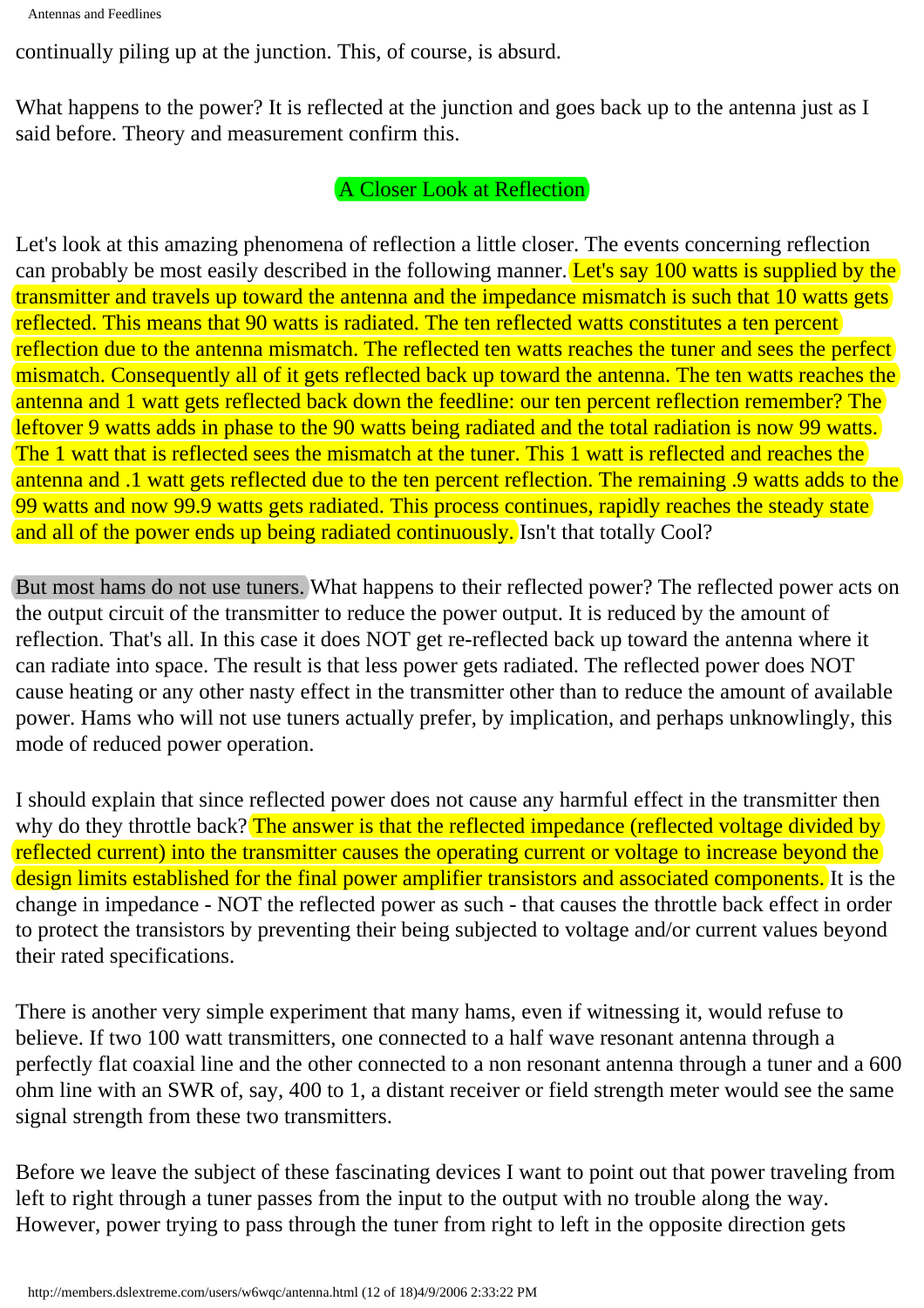continually piling up at the junction. This, of course, is absurd.

What happens to the power? It is reflected at the junction and goes back up to the antenna just as I said before. Theory and measurement confirm this.

## A Closer Look at Reflection

Let's look at this amazing phenomena of reflection a little closer. The events concerning reflection can probably be most easily described in the following manner. Let's say 100 watts is supplied by the transmitter and travels up toward the antenna and the impedance mismatch is such that 10 watts gets reflected. This means that 90 watts is radiated. The ten reflected watts constitutes a ten percent reflection due to the antenna mismatch. The reflected ten watts reaches the tuner and sees the perfect mismatch. Consequently all of it gets reflected back up toward the antenna. The ten watts reaches the antenna and 1 watt gets reflected back down the feedline: our ten percent reflection remember? The leftover 9 watts adds in phase to the 90 watts being radiated and the total radiation is now 99 watts. The 1 watt that is reflected sees the mismatch at the tuner. This 1 watt is reflected and reaches the antenna and .1 watt gets reflected due to the ten percent reflection. The remaining .9 watts adds to the 99 watts and now 99.9 watts gets radiated. This process continues, rapidly reaches the steady state and all of the power ends up being radiated continuously. Isn't that totally Cool?

But most hams do not use tuners. What happens to their reflected power? The reflected power acts on the output circuit of the transmitter to reduce the power output. It is reduced by the amount of reflection. That's all. In this case it does NOT get re-reflected back up toward the antenna where it can radiate into space. The result is that less power gets radiated. The reflected power does NOT cause heating or any other nasty effect in the transmitter other than to reduce the amount of available power. Hams who will not use tuners actually prefer, by implication, and perhaps unknowlingly, this mode of reduced power operation.

I should explain that since reflected power does not cause any harmful effect in the transmitter then why do they throttle back? The answer is that the reflected impedance (reflected voltage divided by reflected current) into the transmitter causes the operating current or voltage to increase beyond the design limits established for the final power amplifier transistors and associated components. It is the change in impedance - NOT the reflected power as such - that causes the throttle back effect in order to protect the transistors by preventing their being subjected to voltage and/or current values beyond their rated specifications.

There is another very simple experiment that many hams, even if witnessing it, would refuse to believe. If two 100 watt transmitters, one connected to a half wave resonant antenna through a perfectly flat coaxial line and the other connected to a non resonant antenna through a tuner and a 600 ohm line with an SWR of, say, 400 to 1, a distant receiver or field strength meter would see the same signal strength from these two transmitters.

Before we leave the subject of these fascinating devices I want to point out that power traveling from left to right through a tuner passes from the input to the output with no trouble along the way. However, power trying to pass through the tuner from right to left in the opposite direction gets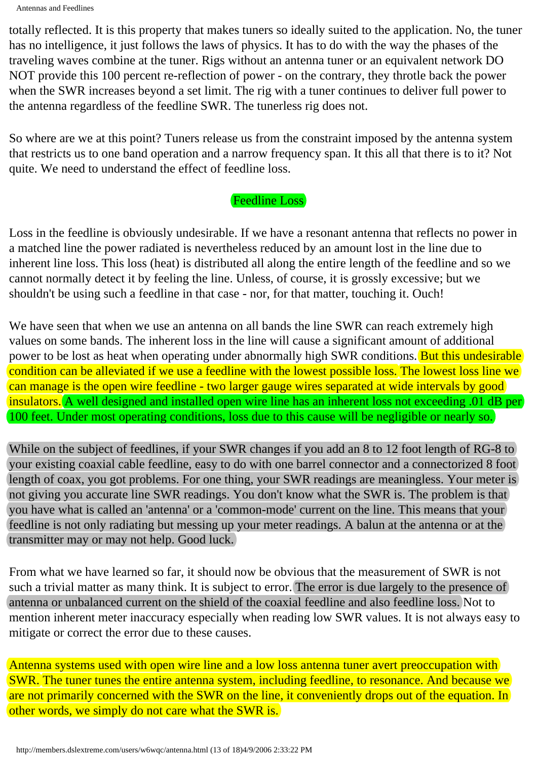totally reflected. It is this property that makes tuners so ideally suited to the application. No, the tuner has no intelligence, it just follows the laws of physics. It has to do with the way the phases of the traveling waves combine at the tuner. Rigs without an antenna tuner or an equivalent network DO NOT provide this 100 percent re-reflection of power - on the contrary, they throtle back the power when the SWR increases beyond a set limit. The rig with a tuner continues to deliver full power to the antenna regardless of the feedline SWR. The tunerless rig does not.

So where are we at this point? Tuners release us from the constraint imposed by the antenna system that restricts us to one band operation and a narrow frequency span. It this all that there is to it? Not quite. We need to understand the effect of feedline loss.

## Feedline Loss

Loss in the feedline is obviously undesirable. If we have a resonant antenna that reflects no power in a matched line the power radiated is nevertheless reduced by an amount lost in the line due to inherent line loss. This loss (heat) is distributed all along the entire length of the feedline and so we cannot normally detect it by feeling the line. Unless, of course, it is grossly excessive; but we shouldn't be using such a feedline in that case - nor, for that matter, touching it. Ouch!

We have seen that when we use an antenna on all bands the line SWR can reach extremely high values on some bands. The inherent loss in the line will cause a significant amount of additional power to be lost as heat when operating under abnormally high SWR conditions. But this undesirable condition can be alleviated if we use a feedline with the lowest possible loss. The lowest loss line we can manage is the open wire feedline - two larger gauge wires separated at wide intervals by good insulators. A well designed and installed open wire line has an inherent loss not exceeding .01 dB per 100 feet. Under most operating conditions, loss due to this cause will be negligible or nearly so.

While on the subject of feedlines, if your SWR changes if you add an 8 to 12 foot length of RG-8 to your existing coaxial cable feedline, easy to do with one barrel connector and a connectorized 8 foot length of coax, you got problems. For one thing, your SWR readings are meaningless. Your meter is not giving you accurate line SWR readings. You don't know what the SWR is. The problem is that you have what is called an 'antenna' or a 'common-mode' current on the line. This means that your feedline is not only radiating but messing up your meter readings. A balun at the antenna or at the transmitter may or may not help. Good luck.

From what we have learned so far, it should now be obvious that the measurement of SWR is not such a trivial matter as many think. It is subject to error. The error is due largely to the presence of antenna or unbalanced current on the shield of the coaxial feedline and also feedline loss. Not to mention inherent meter inaccuracy especially when reading low SWR values. It is not always easy to mitigate or correct the error due to these causes.

Antenna systems used with open wire line and a low loss antenna tuner avert preoccupation with SWR. The tuner tunes the entire antenna system, including feedline, to resonance. And because we are not primarily concerned with the SWR on the line, it conveniently drops out of the equation. In other words, we simply do not care what the SWR is.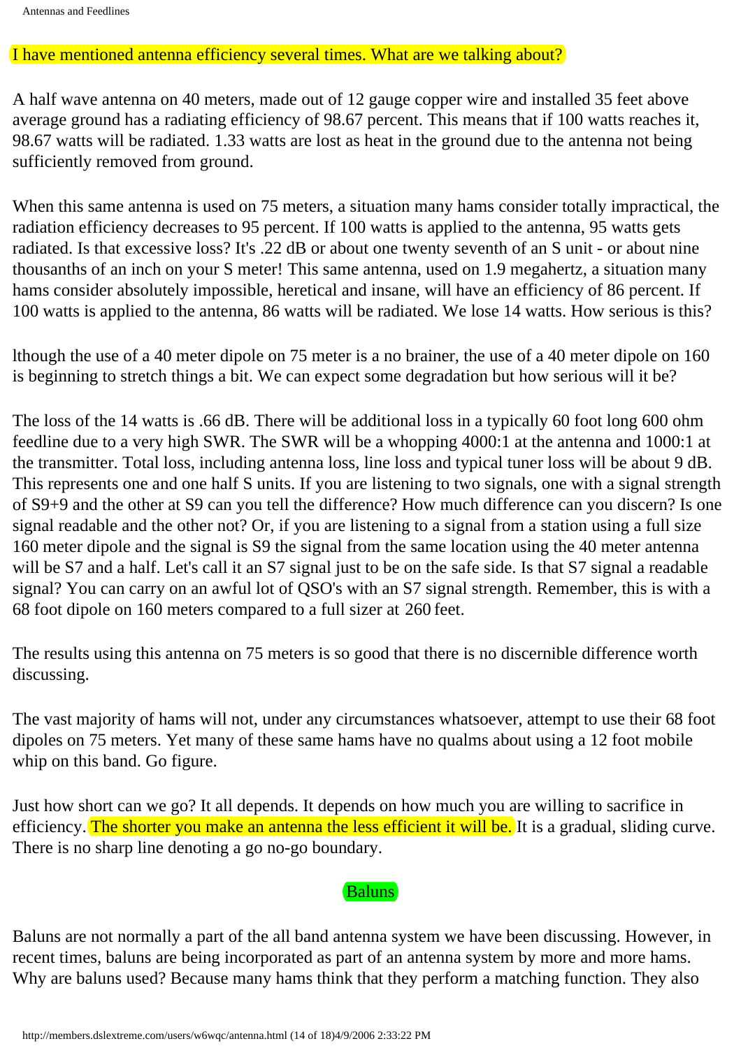I have mentioned antenna efficiency several times. What are we talking about?

A half wave antenna on 40 meters, made out of 12 gauge copper wire and installed 35 feet above average ground has a radiating efficiency of 98.67 percent. This means that if 100 watts reaches it, 98.67 watts will be radiated. 1.33 watts are lost as heat in the ground due to the antenna not being sufficiently removed from ground.

When this same antenna is used on 75 meters, a situation many hams consider totally impractical, the radiation efficiency decreases to 95 percent. If 100 watts is applied to the antenna, 95 watts gets radiated. Is that excessive loss? It's .22 dB or about one twenty seventh of an S unit - or about nine thousanths of an inch on your S meter! This same antenna, used on 1.9 megahertz, a situation many hams consider absolutely impossible, heretical and insane, will have an efficiency of 86 percent. If 100 watts is applied to the antenna, 86 watts will be radiated. We lose 14 watts. How serious is this?

lthough the use of a 40 meter dipole on 75 meter is a no brainer, the use of a 40 meter dipole on 160 is beginning to stretch things a bit. We can expect some degradation but how serious will it be?

The loss of the 14 watts is .66 dB. There will be additional loss in a typically 60 foot long 600 ohm feedline due to a very high SWR. The SWR will be a whopping 4000:1 at the antenna and 1000:1 at the transmitter. Total loss, including antenna loss, line loss and typical tuner loss will be about 9 dB. This represents one and one half S units. If you are listening to two signals, one with a signal strength of S9+9 and the other at S9 can you tell the difference? How much difference can you discern? Is one signal readable and the other not? Or, if you are listening to a signal from a station using a full size 160 meter dipole and the signal is S9 the signal from the same location using the 40 meter antenna will be S7 and a half. Let's call it an S7 signal just to be on the safe side. Is that S7 signal a readable signal? You can carry on an awful lot of QSO's with an S7 signal strength. Remember, this is with a 68 foot dipole on 160 meters compared to a full sizer at 260 feet.

The results using this antenna on 75 meters is so good that there is no discernible difference worth discussing.

The vast majority of hams will not, under any circumstances whatsoever, attempt to use their 68 foot dipoles on 75 meters. Yet many of these same hams have no qualms about using a 12 foot mobile whip on this band. Go figure.

Just how short can we go? It all depends. It depends on how much you are willing to sacrifice in efficiency. The shorter you make an antenna the less efficient it will be. It is a gradual, sliding curve. There is no sharp line denoting a go no-go boundary.

## Baluns

Baluns are not normally a part of the all band antenna system we have been discussing. However, in recent times, baluns are being incorporated as part of an antenna system by more and more hams. Why are baluns used? Because many hams think that they perform a matching function. They also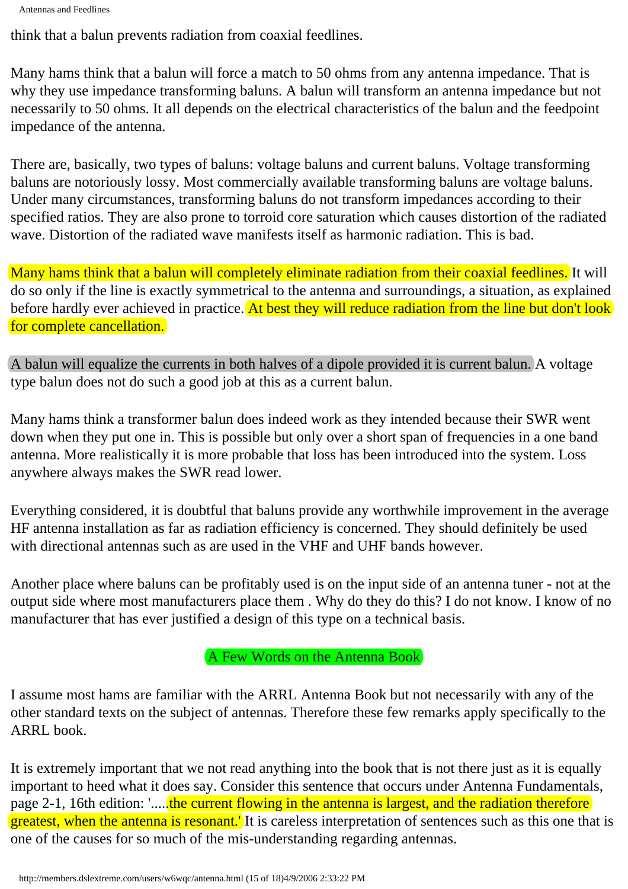think that a balun prevents radiation from coaxial feedlines.

Many hams think that a balun will force a match to 50 ohms from any antenna impedance. That is why they use impedance transforming baluns. A balun will transform an antenna impedance but not necessarily to 50 ohms. It all depends on the electrical characteristics of the balun and the feedpoint impedance of the antenna.

There are, basically, two types of baluns: voltage baluns and current baluns. Voltage transforming baluns are notoriously lossy. Most commercially available transforming baluns are voltage baluns. Under many circumstances, transforming baluns do not transform impedances according to their specified ratios. They are also prone to torroid core saturation which causes distortion of the radiated wave. Distortion of the radiated wave manifests itself as harmonic radiation. This is bad.

Many hams think that a balun will completely eliminate radiation from their coaxial feedlines. It will do so only if the line is exactly symmetrical to the antenna and surroundings, a situation, as explained before hardly ever achieved in practice. At best they will reduce radiation from the line but don't look for complete cancellation.

A balun will equalize the currents in both halves of a dipole provided it is current balun. A voltage type balun does not do such a good job at this as a current balun.

Many hams think a transformer balun does indeed work as they intended because their SWR went down when they put one in. This is possible but only over a short span of frequencies in a one band antenna. More realistically it is more probable that loss has been introduced into the system. Loss anywhere always makes the SWR read lower.

Everything considered, it is doubtful that baluns provide any worthwhile improvement in the average HF antenna installation as far as radiation efficiency is concerned. They should definitely be used with directional antennas such as are used in the VHF and UHF bands however.

Another place where baluns can be profitably used is on the input side of an antenna tuner - not at the output side where most manufacturers place them . Why do they do this? I do not know. I know of no manufacturer that has ever justified a design of this type on a technical basis.

## A Few Words on the Antenna Book

I assume most hams are familiar with the ARRL Antenna Book but not necessarily with any of the other standard texts on the subject of antennas. Therefore these few remarks apply specifically to the ARRL book.

It is extremely important that we not read anything into the book that is not there just as it is equally important to heed what it does say. Consider this sentence that occurs under Antenna Fundamentals, page 2-1, 16th edition: '.....the current flowing in the antenna is largest, and the radiation therefore greatest, when the antenna is resonant.' It is careless interpretation of sentences such as this one that is one of the causes for so much of the mis-understanding regarding antennas.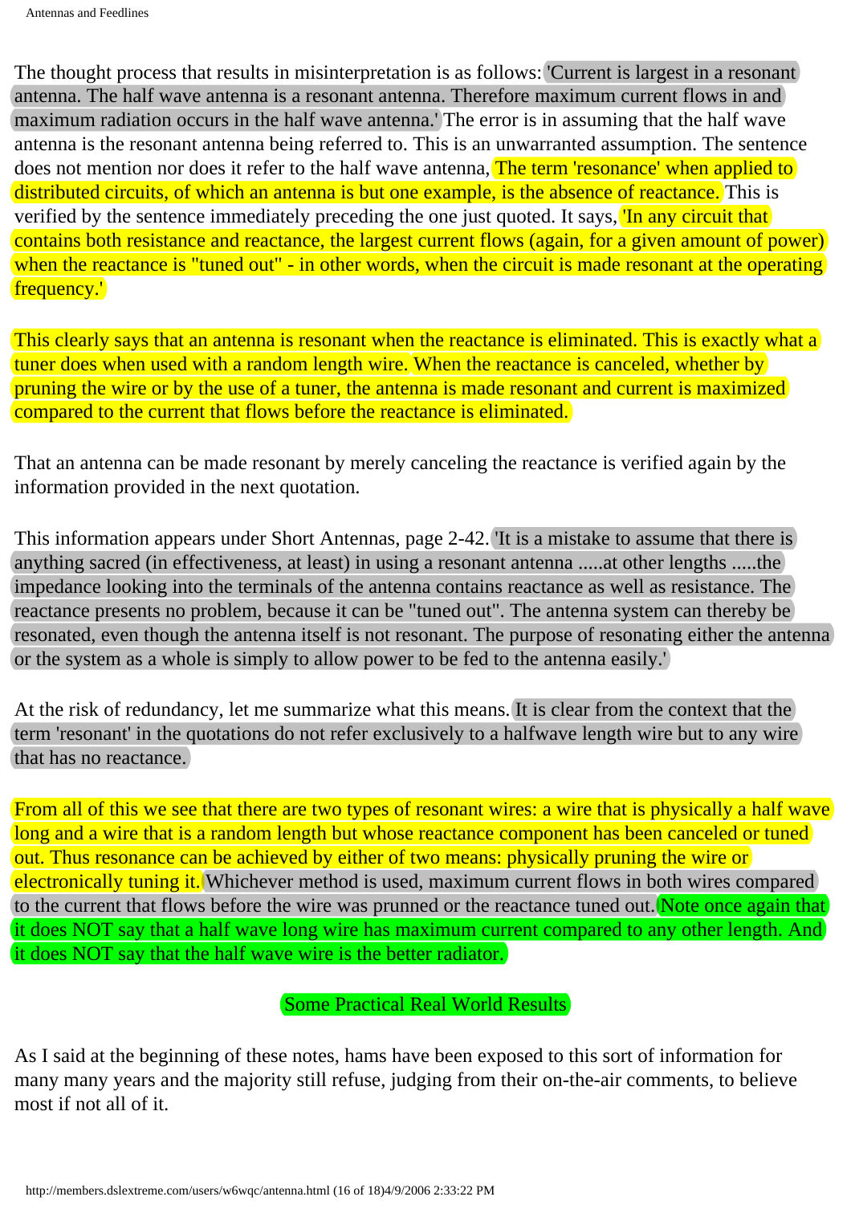The thought process that results in misinterpretation is as follows: 'Current is largest in a resonant antenna. The half wave antenna is a resonant antenna. Therefore maximum current flows in and maximum radiation occurs in the half wave antenna.' The error is in assuming that the half wave antenna is the resonant antenna being referred to. This is an unwarranted assumption. The sentence does not mention nor does it refer to the half wave antenna, The term 'resonance' when applied to distributed circuits, of which an antenna is but one example, is the absence of reactance. This is verified by the sentence immediately preceding the one just quoted. It says, 'In any circuit that contains both resistance and reactance, the largest current flows (again, for a given amount of power) when the reactance is "tuned out" - in other words, when the circuit is made resonant at the operating frequency.'

This clearly says that an antenna is resonant when the reactance is eliminated. This is exactly what a tuner does when used with a random length wire. When the reactance is canceled, whether by pruning the wire or by the use of a tuner, the antenna is made resonant and current is maximized compared to the current that flows before the reactance is eliminated.

That an antenna can be made resonant by merely canceling the reactance is verified again by the information provided in the next quotation.

This information appears under Short Antennas, page 2-42. 'It is a mistake to assume that there is anything sacred (in effectiveness, at least) in using a resonant antenna .....at other lengths .....the impedance looking into the terminals of the antenna contains reactance as well as resistance. The reactance presents no problem, because it can be "tuned out". The antenna system can thereby be resonated, even though the antenna itself is not resonant. The purpose of resonating either the antenna or the system as a whole is simply to allow power to be fed to the antenna easily.'

At the risk of redundancy, let me summarize what this means. It is clear from the context that the term 'resonant' in the quotations do not refer exclusively to a halfwave length wire but to any wire that has no reactance.

From all of this we see that there are two types of resonant wires: a wire that is physically a half wave long and a wire that is a random length but whose reactance component has been canceled or tuned out. Thus resonance can be achieved by either of two means: physically pruning the wire or electronically tuning it. Whichever method is used, maximum current flows in both wires compared to the current that flows before the wire was prunned or the reactance tuned out. Note once again that it does NOT say that a half wave long wire has maximum current compared to any other length. And it does NOT say that the half wave wire is the better radiator.

## Some Practical Real World Results

As I said at the beginning of these notes, hams have been exposed to this sort of information for many many years and the majority still refuse, judging from their on-the-air comments, to believe most if not all of it.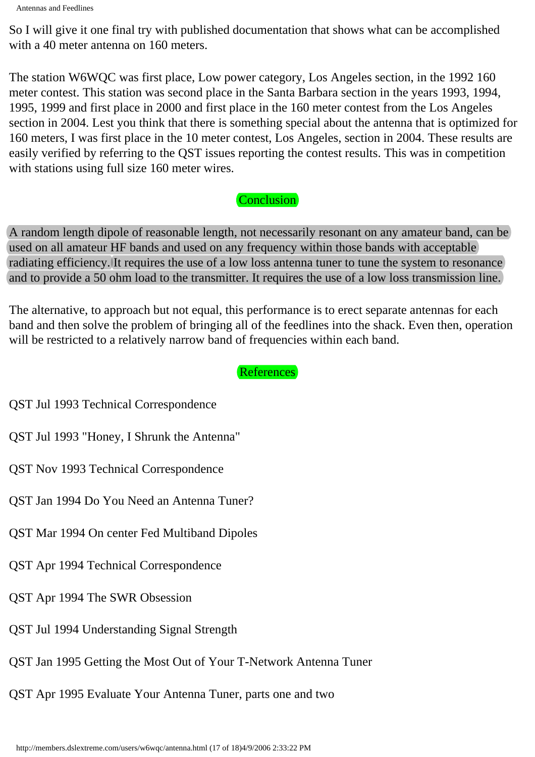So I will give it one final try with published documentation that shows what can be accomplished with a 40 meter antenna on 160 meters.

The station W6WQC was first place, Low power category, Los Angeles section, in the 1992 160 meter contest. This station was second place in the Santa Barbara section in the years 1993, 1994, 1995, 1999 and first place in 2000 and first place in the 160 meter contest from the Los Angeles section in 2004. Lest you think that there is something special about the antenna that is optimized for 160 meters, I was first place in the 10 meter contest, Los Angeles, section in 2004. These results are easily verified by referring to the QST issues reporting the contest results. This was in competition with stations using full size 160 meter wires.

## Conclusion

A random length dipole of reasonable length, not necessarily resonant on any amateur band, can be used on all amateur HF bands and used on any frequency within those bands with acceptable radiating efficiency. It requires the use of a low loss antenna tuner to tune the system to resonance and to provide a 50 ohm load to the transmitter. It requires the use of a low loss transmission line.

The alternative, to approach but not equal, this performance is to erect separate antennas for each band and then solve the problem of bringing all of the feedlines into the shack. Even then, operation will be restricted to a relatively narrow band of frequencies within each band.

## References

QST Jul 1993 Technical Correspondence

QST Jul 1993 "Honey, I Shrunk the Antenna"

QST Nov 1993 Technical Correspondence

QST Jan 1994 Do You Need an Antenna Tuner?

QST Mar 1994 On center Fed Multiband Dipoles

QST Apr 1994 Technical Correspondence

QST Apr 1994 The SWR Obsession

QST Jul 1994 Understanding Signal Strength

QST Jan 1995 Getting the Most Out of Your T-Network Antenna Tuner

QST Apr 1995 Evaluate Your Antenna Tuner, parts one and two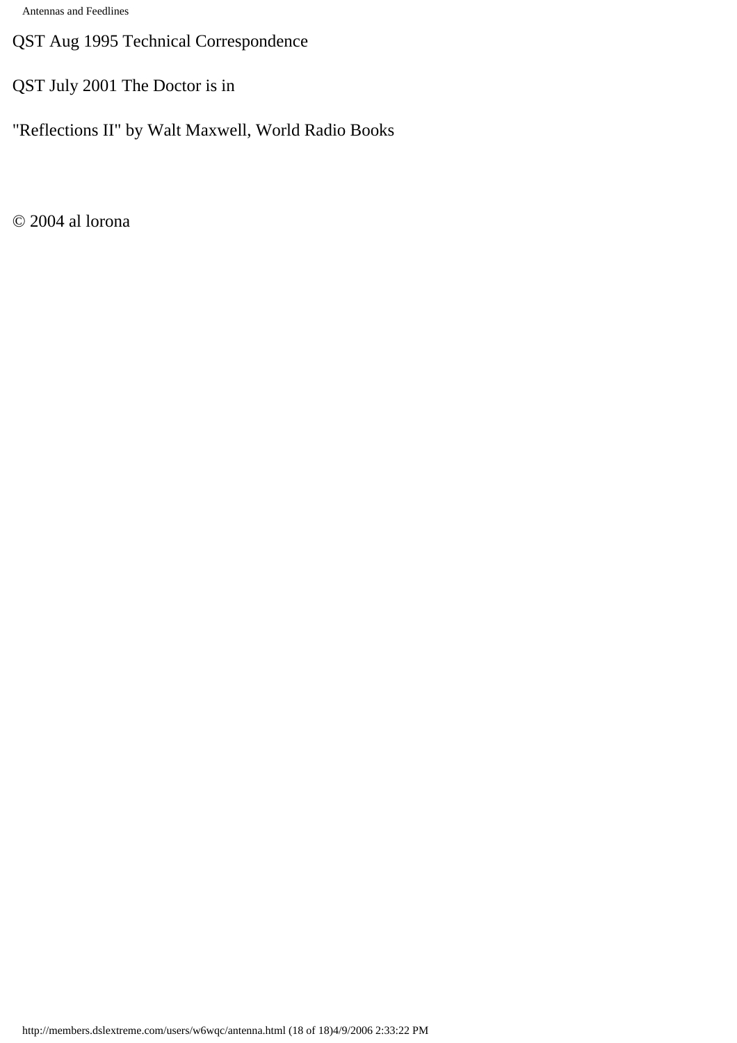QST Aug 1995 Technical Correspondence

QST July 2001 The Doctor is in

"Reflections II" by Walt Maxwell, World Radio Books

© 2004 al lorona